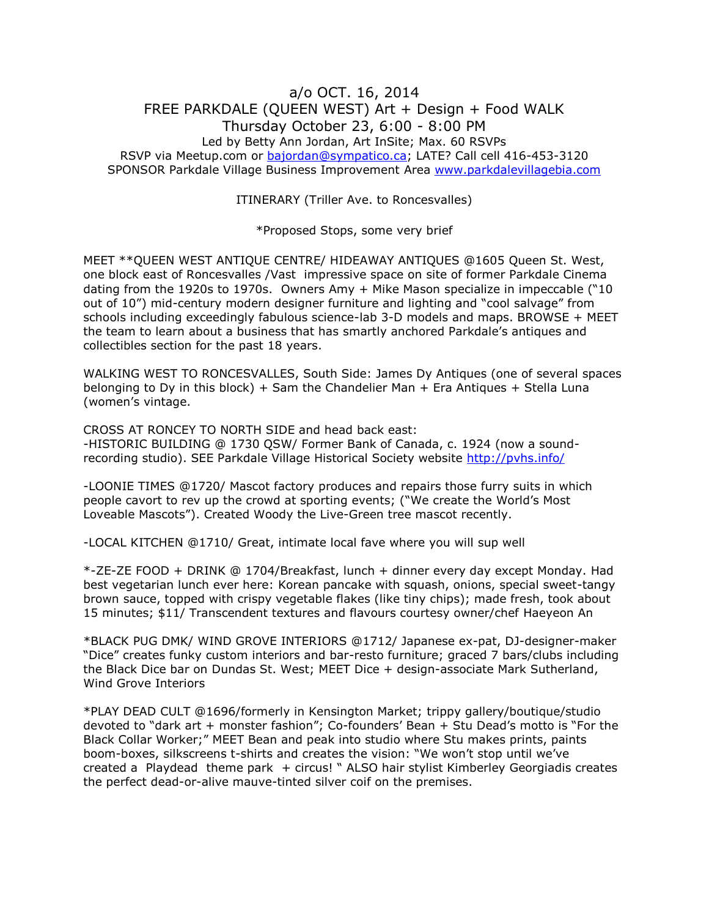a/o OCT. 16, 2014

FREE PARKDALE (QUEEN WEST) Art + Design + Food WALK

Thursday October 23, 6:00 - 8:00 PM

Led by Betty Ann Jordan, Art InSite; Max. 60 RSVPs

RSVP via Meetup.com or bajordan@sympatico.ca; LATE? Call cell 416-453-3120

SPONSOR Parkdale Village Business Improvement Area www.parkdalevillagebia.com

ITINERARY (Triller Ave. to Roncesvalles)

*Proposed Stops, some very brief

MEET **QUEEN WEST ANTIQUE CENTRE/ HIDEAWAY ANTIQUES @1605 Queen St. West, one block east of Roncesvalles /Vast impressive space on site of former Parkdale Cinema dating from the 1920s to 1970s. Owners Amy + Mike Mason specialize in impeccable ("10 out of 10") mid-century modern designer furniture and lighting and "cool salvage" from schools including exceedingly fabulous science-lab 3-D models and maps. BROWSE + MEET the team to learn about a business that has smartly anchored Parkdale's antiques and collectibles section for the past 18 years.

WALKING WEST TO RONCESVALLES, South Side: James Dy Antiques (one of several spaces belonging to Dy in this block) + Sam the Chandelier Man + Era Antiques + Stella Luna (women's vintage.

CROSS AT RONCEY TO NORTH SIDE and head back east:
-HISTORIC BUILDING @ 1730 QSW/ Former Bank of Canada, c. 1924 (now a sound-recording studio). SEE Parkdale Village Historical Society website http://pvhs.info/

-LOONIE TIMES @1720/ Mascot factory produces and repairs those furry suits in which people cavort to rev up the crowd at sporting events; ("We create the World's Most Loveable Mascots"). Created Woody the Live-Green tree mascot recently.

-LOCAL KITCHEN @1710/ Great, intimate local fave where you will sup well

*-ZE-ZE FOOD + DRINK @ 1704/Breakfast, lunch + dinner every day except Monday. Had best vegetarian lunch ever here: Korean pancake with squash, onions, special sweet-tangy brown sauce, topped with crispy vegetable flakes (like tiny chips); made fresh, took about 15 minutes; $11/ Transcendent textures and flavours courtesy owner/chef Haeyeon An

*BLACK PUG DMK/ WIND GROVE INTERIORS @1712/ Japanese ex-pat, DJ-designer-maker "Dice" creates funky custom interiors and bar-resto furniture; graced 7 bars/clubs including the Black Dice bar on Dundas St. West; MEET Dice + design-associate Mark Sutherland, Wind Grove Interiors

*PLAY DEAD CULT @1696/formerly in Kensington Market; trippy gallery/boutique/studio devoted to "dark art + monster fashion"; Co-founders' Bean + Stu Dead's motto is "For the Black Collar Worker;" MEET Bean and peak into studio where Stu makes prints, paints boom-boxes, silkscreens t-shirts and creates the vision: "We won't stop until we've created a Playdead theme park + circus! " ALSO hair stylist Kimberley Georgiadis creates the perfect dead-or-alive mauve-tinted silver coif on the premises.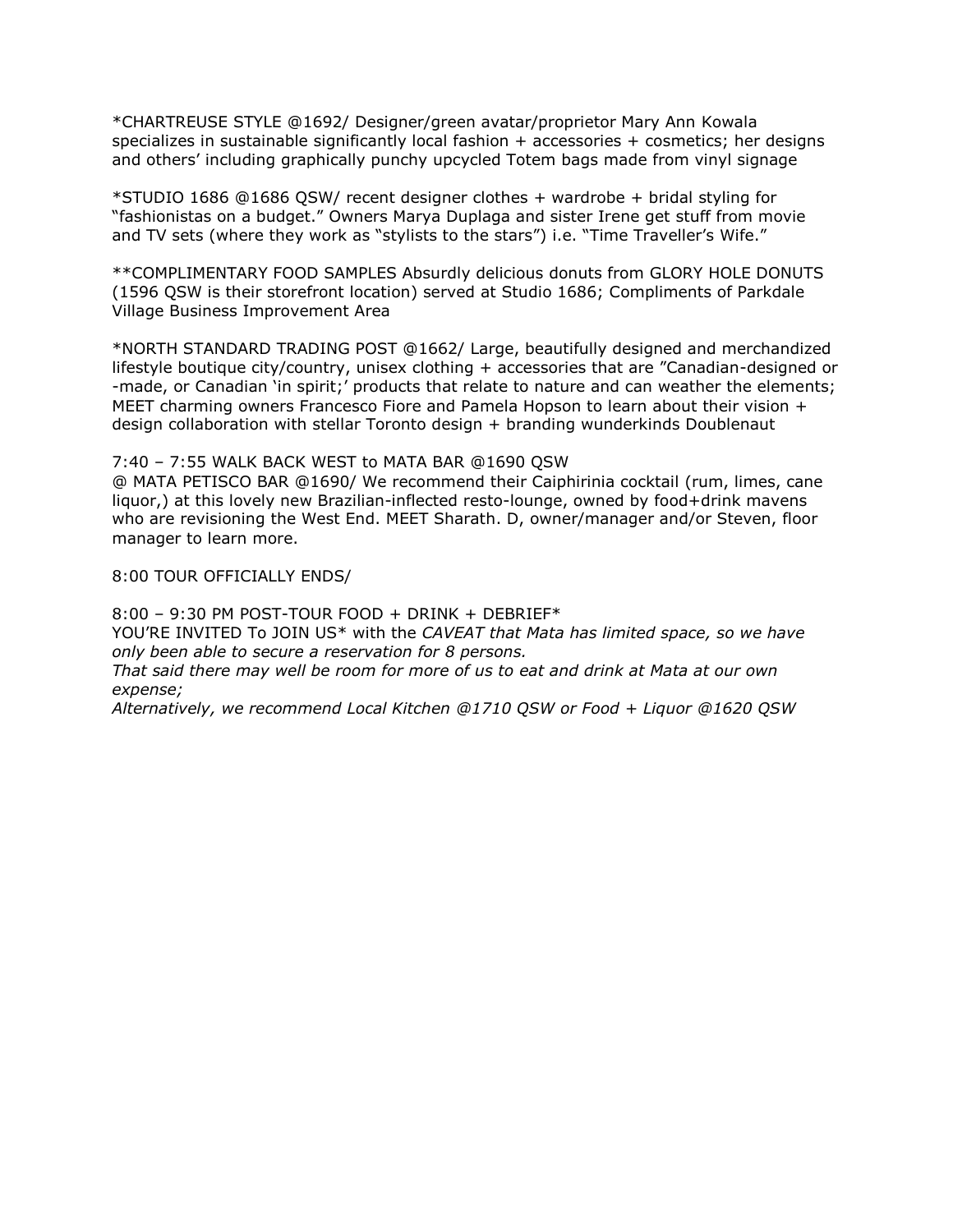*CHARTREUSE STYLE @1692/ Designer/green avatar/proprietor Mary Ann Kowala specializes in sustainable significantly local fashion + accessories + cosmetics; her designs and others' including graphically punchy upcycled Totem bags made from vinyl signage

*STUDIO 1686 @1686 QSW/ recent designer clothes + wardrobe + bridal styling for "fashionistas on a budget." Owners Marya Duplaga and sister Irene get stuff from movie and TV sets (where they work as "stylists to the stars") i.e. "Time Traveller's Wife."

**COMPLIMENTARY FOOD SAMPLES Absurdly delicious donuts from GLORY HOLE DONUTS (1596 QSW is their storefront location) served at Studio 1686; Compliments of Parkdale Village Business Improvement Area

*NORTH STANDARD TRADING POST @1662/ Large, beautifully designed and merchandized lifestyle boutique city/country, unisex clothing + accessories that are "Canadian-designed or -made, or Canadian 'in spirit;' products that relate to nature and can weather the elements; MEET charming owners Francesco Fiore and Pamela Hopson to learn about their vision + design collaboration with stellar Toronto design + branding wunderkinds Doublenaut

7:40 – 7:55 WALK BACK WEST to MATA BAR @1690 QSW
@ MATA PETISCO BAR @1690/ We recommend their Caiphirinia cocktail (rum, limes, cane liquor,) at this lovely new Brazilian-inflected resto-lounge, owned by food+drink mavens who are revisioning the West End. MEET Sharath. D, owner/manager and/or Steven, floor manager to learn more.

8:00 TOUR OFFICIALLY ENDS/

8:00 – 9:30 PM POST-TOUR FOOD + DRINK + DEBRIEF*
YOU'RE INVITED To JOIN US* with the *CAVEAT that Mata has limited space, so we have only been able to secure a reservation for 8 persons.*
*That said there may well be room for more of us to eat and drink at Mata at our own expense;*
*Alternatively, we recommend Local Kitchen @1710 QSW or Food + Liquor @1620 QSW*